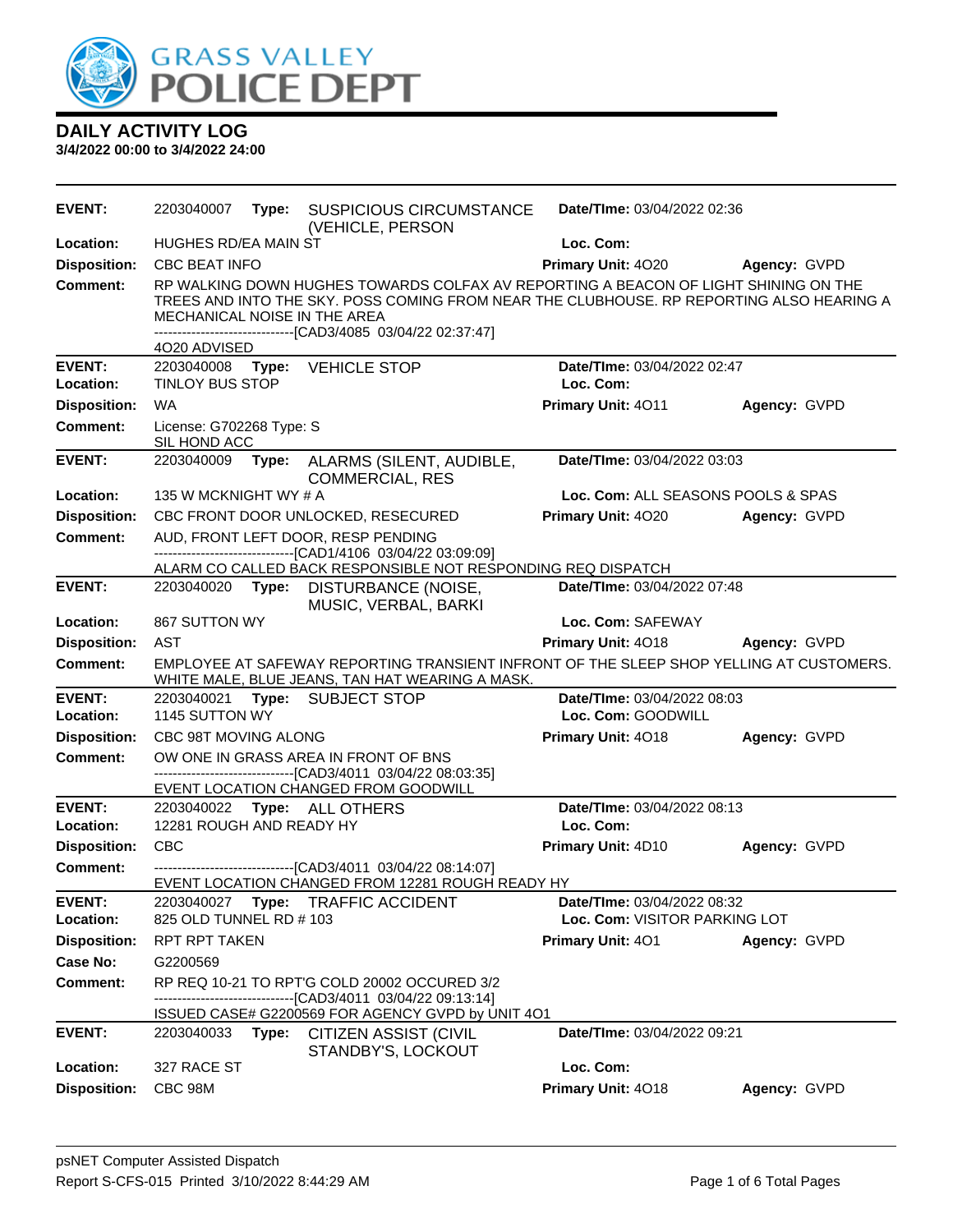# DAILY ACTIVITY LOG

**3/4/2022 00:00 to 3/4/2022 24:00**

| | | | |
|---|---|---|---|
| **EVENT:** 2203040007 **Type:** SUSPICIOUS CIRCUMSTANCE (VEHICLE, PERSON | **Date/TIme:** 03/04/2022 02:36 | | |
| **Location:** HUGHES RD/EA MAIN ST | **Loc. Com:** | | |
| **Disposition:** CBC BEAT INFO | **Primary Unit:** 4O20 | **Agency:** GVPD | |
| **Comment:** RP WALKING DOWN HUGHES TOWARDS COLFAX AV REPORTING A BEACON OF LIGHT SHINING ON THE TREES AND INTO THE SKY. POSS COMING FROM NEAR THE CLUBHOUSE. RP REPORTING ALSO HEARING A MECHANICAL NOISE IN THE AREA<br>------------------------------[CAD3/4085 03/04/22 02:37:47]<br>4O20 ADVISED | | | |

| | | | |
|---|---|---|---|
| **EVENT:** 2203040008 **Type:** VEHICLE STOP | **Date/TIme:** 03/04/2022 02:47 | | |
| **Location:** TINLOY BUS STOP | **Loc. Com:** | | |
| **Disposition:** WA | **Primary Unit:** 4O11 | **Agency:** GVPD | |
| **Comment:** License: G702268 Type: S<br>SIL HOND ACC | | | |

| | | | |
|---|---|---|---|
| **EVENT:** 2203040009 **Type:** ALARMS (SILENT, AUDIBLE, COMMERCIAL, RES | **Date/TIme:** 03/04/2022 03:03 | | |
| **Location:** 135 W MCKNIGHT WY # A | **Loc. Com:** ALL SEASONS POOLS & SPAS | | |
| **Disposition:** CBC FRONT DOOR UNLOCKED, RESECURED | **Primary Unit:** 4O20 | **Agency:** GVPD | |
| **Comment:** AUD, FRONT LEFT DOOR, RESP PENDING<br>------------------------------[CAD1/4106 03/04/22 03:09:09]<br>ALARM CO CALLED BACK RESPONSIBLE NOT RESPONDING REQ DISPATCH | | | |

| | | | |
|---|---|---|---|
| **EVENT:** 2203040020 **Type:** DISTURBANCE (NOISE, MUSIC, VERBAL, BARKI | **Date/TIme:** 03/04/2022 07:48 | | |
| **Location:** 867 SUTTON WY | **Loc. Com:** SAFEWAY | | |
| **Disposition:** AST | **Primary Unit:** 4O18 | **Agency:** GVPD | |
| **Comment:** EMPLOYEE AT SAFEWAY REPORTING TRANSIENT INFRONT OF THE SLEEP SHOP YELLING AT CUSTOMERS. WHITE MALE, BLUE JEANS, TAN HAT WEARING A MASK. | | | |

| | | | |
|---|---|---|---|
| **EVENT:** 2203040021 **Type:** SUBJECT STOP | **Date/TIme:** 03/04/2022 08:03 | | |
| **Location:** 1145 SUTTON WY | **Loc. Com:** GOODWILL | | |
| **Disposition:** CBC 98T MOVING ALONG | **Primary Unit:** 4O18 | **Agency:** GVPD | |
| **Comment:** OW ONE IN GRASS AREA IN FRONT OF BNS<br>------------------------------[CAD3/4011 03/04/22 08:03:35]<br>EVENT LOCATION CHANGED FROM GOODWILL | | | |

| | | | |
|---|---|---|---|
| **EVENT:** 2203040022 **Type:** ALL OTHERS | **Date/TIme:** 03/04/2022 08:13 | | |
| **Location:** 12281 ROUGH AND READY HY | **Loc. Com:** | | |
| **Disposition:** CBC | **Primary Unit:** 4D10 | **Agency:** GVPD | |
| **Comment:** ------------------------------[CAD3/4011 03/04/22 08:14:07]<br>EVENT LOCATION CHANGED FROM 12281 ROUGH READY HY | | | |

| | | | |
|---|---|---|---|
| **EVENT:** 2203040027 **Type:** TRAFFIC ACCIDENT | **Date/TIme:** 03/04/2022 08:32 | | |
| **Location:** 825 OLD TUNNEL RD # 103 | **Loc. Com:** VISITOR PARKING LOT | | |
| **Disposition:** RPT RPT TAKEN | **Primary Unit:** 4O1 | **Agency:** GVPD | |
| **Case No:** G2200569 | | | |
| **Comment:** RP REQ 10-21 TO RPT'G COLD 20002 OCCURED 3/2<br>------------------------------[CAD3/4011 03/04/22 09:13:14]<br>ISSUED CASE# G2200569 FOR AGENCY GVPD by UNIT 4O1 | | | |

| | | | |
|---|---|---|---|
| **EVENT:** 2203040033 **Type:** CITIZEN ASSIST (CIVIL STANDBY'S, LOCKOUT | **Date/TIme:** 03/04/2022 09:21 | | |
| **Location:** 327 RACE ST | **Loc. Com:** | | |
| **Disposition:** CBC 98M | **Primary Unit:** 4O18 | **Agency:** GVPD | |

psNET Computer Assisted Dispatch
Report S-CFS-015 Printed 3/10/2022 8:44:29 AM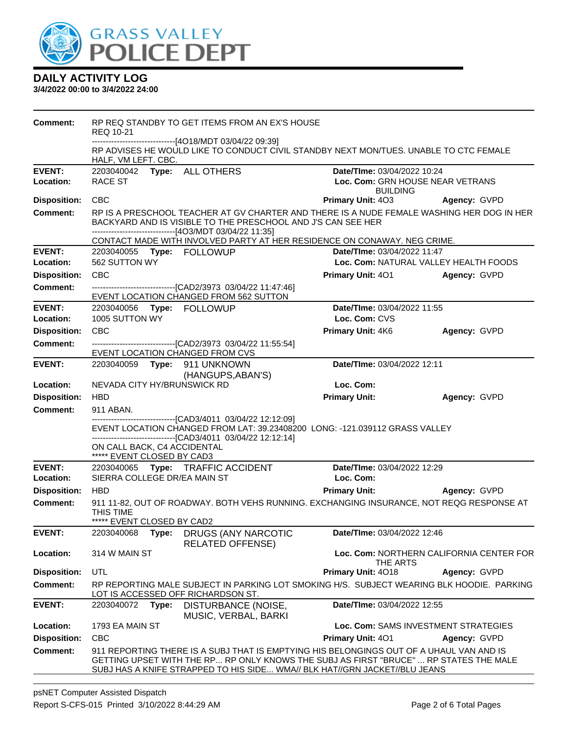# GRASS VALLEY POLICE DEPT

## DAILY ACTIVITY LOG

**3/4/2022 00:00 to 3/4/2022 24:00**

**Comment:** RP REQ STANDBY TO GET ITEMS FROM AN EX'S HOUSE
REQ 10-21
------------------------------[4O18/MDT 03/04/22 09:39]
RP ADVISES HE WOULD LIKE TO CONDUCT CIVIL STANDBY NEXT MON/TUES. UNABLE TO CTC FEMALE HALF, VM LEFT. CBC.

---

**EVENT:** 2203040042 **Type:** ALL OTHERS **Date/TIme:** 03/04/2022 10:24
**Location:** RACE ST **Loc. Com:** GRN HOUSE NEAR VETRANS BUILDING
**Disposition:** CBC **Primary Unit:** 4O3 **Agency:** GVPD
**Comment:** RP IS A PRESCHOOL TEACHER AT GV CHARTER AND THERE IS A NUDE FEMALE WASHING HER DOG IN HER BACKYARD AND IS VISIBLE TO THE PRESCHOOL AND J'S CAN SEE HER
------------------------------[4O3/MDT 03/04/22 11:35]
CONTACT MADE WITH INVOLVED PARTY AT HER RESIDENCE ON CONAWAY. NEG CRIME.

---

**EVENT:** 2203040055 **Type:** FOLLOWUP **Date/TIme:** 03/04/2022 11:47
**Location:** 562 SUTTON WY **Loc. Com:** NATURAL VALLEY HEALTH FOODS
**Disposition:** CBC **Primary Unit:** 4O1 **Agency:** GVPD
**Comment:** ------------------------------[CAD2/3973 03/04/22 11:47:46]
EVENT LOCATION CHANGED FROM 562 SUTTON

---

**EVENT:** 2203040056 **Type:** FOLLOWUP **Date/TIme:** 03/04/2022 11:55
**Location:** 1005 SUTTON WY **Loc. Com:** CVS
**Disposition:** CBC **Primary Unit:** 4K6 **Agency:** GVPD
**Comment:** ------------------------------[CAD2/3973 03/04/22 11:55:54]
EVENT LOCATION CHANGED FROM CVS

---

**EVENT:** 2203040059 **Type:** 911 UNKNOWN (HANGUPS,ABAN'S) **Date/TIme:** 03/04/2022 12:11
**Location:** NEVADA CITY HY/BRUNSWICK RD **Loc. Com:**
**Disposition:** HBD **Primary Unit:** **Agency:** GVPD
**Comment:** 911 ABAN.
------------------------------[CAD3/4011 03/04/22 12:12:09]
EVENT LOCATION CHANGED FROM LAT: 39.23408200 LONG: -121.039112 GRASS VALLEY
------------------------------[CAD3/4011 03/04/22 12:12:14]
ON CALL BACK, C4 ACCIDENTAL
***** EVENT CLOSED BY CAD3

---

**EVENT:** 2203040065 **Type:** TRAFFIC ACCIDENT **Date/TIme:** 03/04/2022 12:29
**Location:** SIERRA COLLEGE DR/EA MAIN ST **Loc. Com:**
**Disposition:** HBD **Primary Unit:** **Agency:** GVPD
**Comment:** 911 11-82, OUT OF ROADWAY. BOTH VEHS RUNNING. EXCHANGING INSURANCE, NOT REQG RESPONSE AT THIS TIME
***** EVENT CLOSED BY CAD2

---

**EVENT:** 2203040068 **Type:** DRUGS (ANY NARCOTIC RELATED OFFENSE) **Date/TIme:** 03/04/2022 12:46
**Location:** 314 W MAIN ST **Loc. Com:** NORTHERN CALIFORNIA CENTER FOR THE ARTS
**Disposition:** UTL **Primary Unit:** 4O18 **Agency:** GVPD
**Comment:** RP REPORTING MALE SUBJECT IN PARKING LOT SMOKING H/S. SUBJECT WEARING BLK HOODIE. PARKING LOT IS ACCESSED OFF RICHARDSON ST.

---

**EVENT:** 2203040072 **Type:** DISTURBANCE (NOISE, MUSIC, VERBAL, BARKI **Date/TIme:** 03/04/2022 12:55
**Location:** 1793 EA MAIN ST **Loc. Com:** SAMS INVESTMENT STRATEGIES
**Disposition:** CBC **Primary Unit:** 4O1 **Agency:** GVPD
**Comment:** 911 REPORTING THERE IS A SUBJ THAT IS EMPTYING HIS BELONGINGS OUT OF A UHAUL VAN AND IS GETTING UPSET WITH THE RP... RP ONLY KNOWS THE SUBJ AS FIRST "BRUCE" ... RP STATES THE MALE SUBJ HAS A KNIFE STRAPPED TO HIS SIDE... WMA// BLK HAT//GRN JACKET//BLU JEANS

---

psNET Computer Assisted Dispatch
Report S-CFS-015 Printed 3/10/2022 8:44:29 AM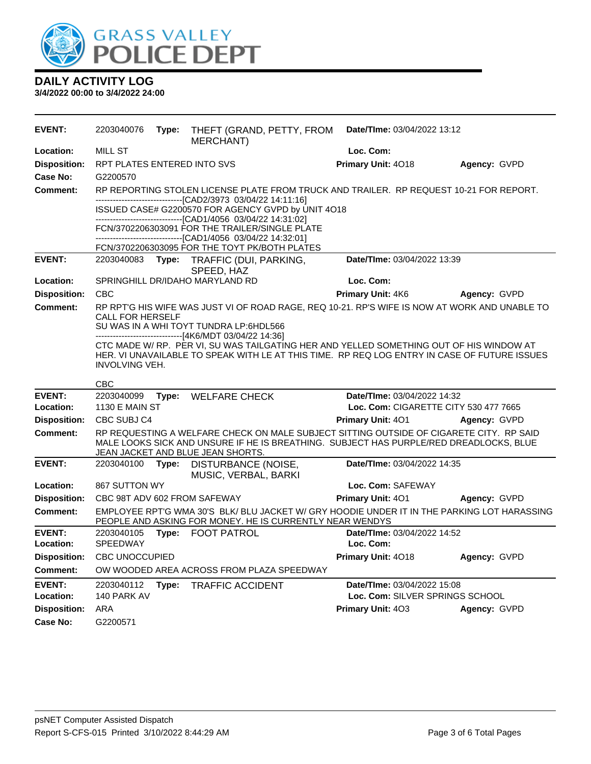# GRASS VALLEY POLICE DEPT

## DAILY ACTIVITY LOG

**3/4/2022 00:00 to 3/4/2022 24:00**

---

**EVENT:** 2203040076 **Type:** THEFT (GRAND, PETTY, FROM MERCHANT) **Date/TIme:** 03/04/2022 13:12
**Location:** MILL ST **Loc. Com:**
**Disposition:** RPT PLATES ENTERED INTO SVS **Primary Unit:** 4O18 **Agency:** GVPD
**Case No:** G2200570
**Comment:** RP REPORTING STOLEN LICENSE PLATE FROM TRUCK AND TRAILER. RP REQUEST 10-21 FOR REPORT.
------------------------------[CAD2/3973 03/04/22 14:11:16]
ISSUED CASE# G2200570 FOR AGENCY GVPD by UNIT 4O18
------------------------------[CAD1/4056 03/04/22 14:31:02]
FCN/3702206303091 FOR THE TRAILER/SINGLE PLATE
------------------------------[CAD1/4056 03/04/22 14:32:01]
FCN/3702206303095 FOR THE TOYT PK/BOTH PLATES

---

**EVENT:** 2203040083 **Type:** TRAFFIC (DUI, PARKING, SPEED, HAZ **Date/TIme:** 03/04/2022 13:39
**Location:** SPRINGHILL DR/IDAHO MARYLAND RD **Loc. Com:**
**Disposition:** CBC **Primary Unit:** 4K6 **Agency:** GVPD
**Comment:** RP RPT'G HIS WIFE WAS JUST VI OF ROAD RAGE, REQ 10-21. RP'S WIFE IS NOW AT WORK AND UNABLE TO CALL FOR HERSELF
SU WAS IN A WHI TOYT TUNDRA LP:6HDL566
------------------------------[4K6/MDT 03/04/22 14:36]
CTC MADE W/ RP. PER VI, SU WAS TAILGATING HER AND YELLED SOMETHING OUT OF HIS WINDOW AT HER. VI UNAVAILABLE TO SPEAK WITH LE AT THIS TIME. RP REQ LOG ENTRY IN CASE OF FUTURE ISSUES INVOLVING VEH.

CBC

---

**EVENT:** 2203040099 **Type:** WELFARE CHECK **Date/TIme:** 03/04/2022 14:32
**Location:** 1130 E MAIN ST **Loc. Com:** CIGARETTE CITY 530 477 7665
**Disposition:** CBC SUBJ C4 **Primary Unit:** 4O1 **Agency:** GVPD
**Comment:** RP REQUESTING A WELFARE CHECK ON MALE SUBJECT SITTING OUTSIDE OF CIGARETE CITY. RP SAID MALE LOOKS SICK AND UNSURE IF HE IS BREATHING. SUBJECT HAS PURPLE/RED DREADLOCKS, BLUE JEAN JACKET AND BLUE JEAN SHORTS.

---

**EVENT:** 2203040100 **Type:** DISTURBANCE (NOISE, MUSIC, VERBAL, BARKI **Date/TIme:** 03/04/2022 14:35
**Location:** 867 SUTTON WY **Loc. Com:** SAFEWAY
**Disposition:** CBC 98T ADV 602 FROM SAFEWAY **Primary Unit:** 4O1 **Agency:** GVPD
**Comment:** EMPLOYEE RPT'G WMA 30'S BLK/ BLU JACKET W/ GRY HOODIE UNDER IT IN THE PARKING LOT HARASSING PEOPLE AND ASKING FOR MONEY. HE IS CURRENTLY NEAR WENDYS

---

**EVENT:** 2203040105 **Type:** FOOT PATROL **Date/TIme:** 03/04/2022 14:52
**Location:** SPEEDWAY **Loc. Com:**
**Disposition:** CBC UNOCCUPIED **Primary Unit:** 4O18 **Agency:** GVPD
**Comment:** OW WOODED AREA ACROSS FROM PLAZA SPEEDWAY

---

**EVENT:** 2203040112 **Type:** TRAFFIC ACCIDENT **Date/TIme:** 03/04/2022 15:08
**Location:** 140 PARK AV **Loc. Com:** SILVER SPRINGS SCHOOL
**Disposition:** ARA **Primary Unit:** 4O3 **Agency:** GVPD
**Case No:** G2200571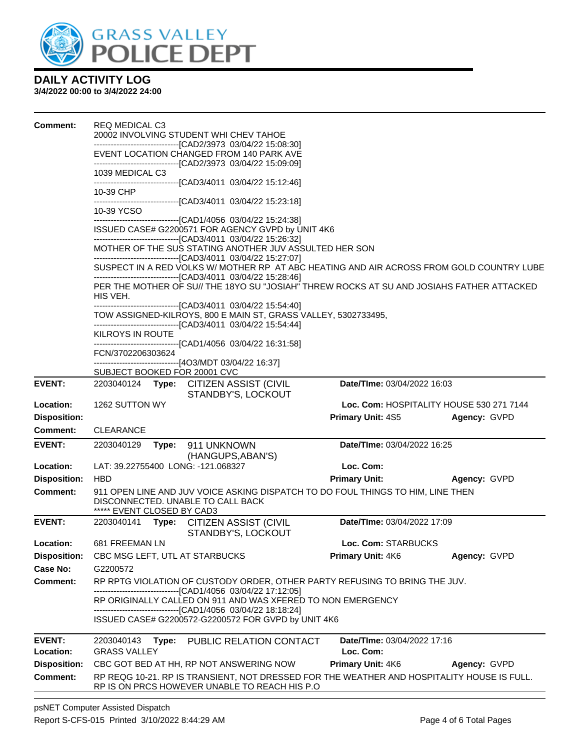# DAILY ACTIVITY LOG

**3/4/2022 00:00 to 3/4/2022 24:00**

**Comment:** REQ MEDICAL C3
20002 INVOLVING STUDENT WHI CHEV TAHOE
------------------------------[CAD2/3973 03/04/22 15:08:30]
EVENT LOCATION CHANGED FROM 140 PARK AVE
------------------------------[CAD2/3973 03/04/22 15:09:09]
1039 MEDICAL C3
------------------------------[CAD3/4011 03/04/22 15:12:46]
10-39 CHP
------------------------------[CAD3/4011 03/04/22 15:23:18]
10-39 YCSO
------------------------------[CAD1/4056 03/04/22 15:24:38]
ISSUED CASE# G2200571 FOR AGENCY GVPD by UNIT 4K6
------------------------------[CAD3/4011 03/04/22 15:26:32]
MOTHER OF THE SUS STATING ANOTHER JUV ASSULTED HER SON
------------------------------[CAD3/4011 03/04/22 15:27:07]
SUSPECT IN A RED VOLKS W/ MOTHER RP AT ABC HEATING AND AIR ACROSS FROM GOLD COUNTRY LUBE
------------------------------[CAD3/4011 03/04/22 15:28:46]
PER THE MOTHER OF SU// THE 18YO SU "JOSIAH" THREW ROCKS AT SU AND JOSIAHS FATHER ATTACKED HIS VEH.
------------------------------[CAD3/4011 03/04/22 15:54:40]
TOW ASSIGNED-KILROYS, 800 E MAIN ST, GRASS VALLEY, 5302733495,
------------------------------[CAD3/4011 03/04/22 15:54:44]
KILROYS IN ROUTE
------------------------------[CAD1/4056 03/04/22 16:31:58]
FCN/3702206303624
------------------------------[4O3/MDT 03/04/22 16:37]
SUBJECT BOOKED FOR 20001 CVC

---

| | | | |
|---|---|---|---|
| **EVENT:** | 2203040124 **Type:** CITIZEN ASSIST (CIVIL STANDBY'S, LOCKOUT | **Date/TIme:** 03/04/2022 16:03 | |
| **Location:** | 1262 SUTTON WY | **Loc. Com:** HOSPITALITY HOUSE 530 271 7144 | |
| **Disposition:** | | **Primary Unit:** 4S5 | **Agency:** GVPD |
| **Comment:** | CLEARANCE | | |

---

| | | | |
|---|---|---|---|
| **EVENT:** | 2203040129 **Type:** 911 UNKNOWN (HANGUPS,ABAN'S) | **Date/TIme:** 03/04/2022 16:25 | |
| **Location:** | LAT: 39.22755400 LONG: -121.068327 | **Loc. Com:** | |
| **Disposition:** | HBD | **Primary Unit:** | **Agency:** GVPD |

**Comment:** 911 OPEN LINE AND JUV VOICE ASKING DISPATCH TO DO FOUL THINGS TO HIM, LINE THEN DISCONNECTED. UNABLE TO CALL BACK
***** EVENT CLOSED BY CAD3

---

| | | | |
|---|---|---|---|
| **EVENT:** | 2203040141 **Type:** CITIZEN ASSIST (CIVIL STANDBY'S, LOCKOUT | **Date/TIme:** 03/04/2022 17:09 | |
| **Location:** | 681 FREEMAN LN | **Loc. Com:** STARBUCKS | |
| **Disposition:** | CBC MSG LEFT, UTL AT STARBUCKS | **Primary Unit:** 4K6 | **Agency:** GVPD |
| **Case No:** | G2200572 | | |

**Comment:** RP RPTG VIOLATION OF CUSTODY ORDER, OTHER PARTY REFUSING TO BRING THE JUV.
------------------------------[CAD1/4056 03/04/22 17:12:05]
RP ORIGINALLY CALLED ON 911 AND WAS XFERED TO NON EMERGENCY
------------------------------[CAD1/4056 03/04/22 18:18:24]
ISSUED CASE# G2200572-G2200572 FOR GVPD by UNIT 4K6

---

| | | | |
|---|---|---|---|
| **EVENT:** | 2203040143 **Type:** PUBLIC RELATION CONTACT | **Date/TIme:** 03/04/2022 17:16 | |
| **Location:** | GRASS VALLEY | **Loc. Com:** | |
| **Disposition:** | CBC GOT BED AT HH, RP NOT ANSWERING NOW | **Primary Unit:** 4K6 | **Agency:** GVPD |

**Comment:** RP REQG 10-21. RP IS TRANSIENT, NOT DRESSED FOR THE WEATHER AND HOSPITALITY HOUSE IS FULL. RP IS ON PRCS HOWEVER UNABLE TO REACH HIS P.O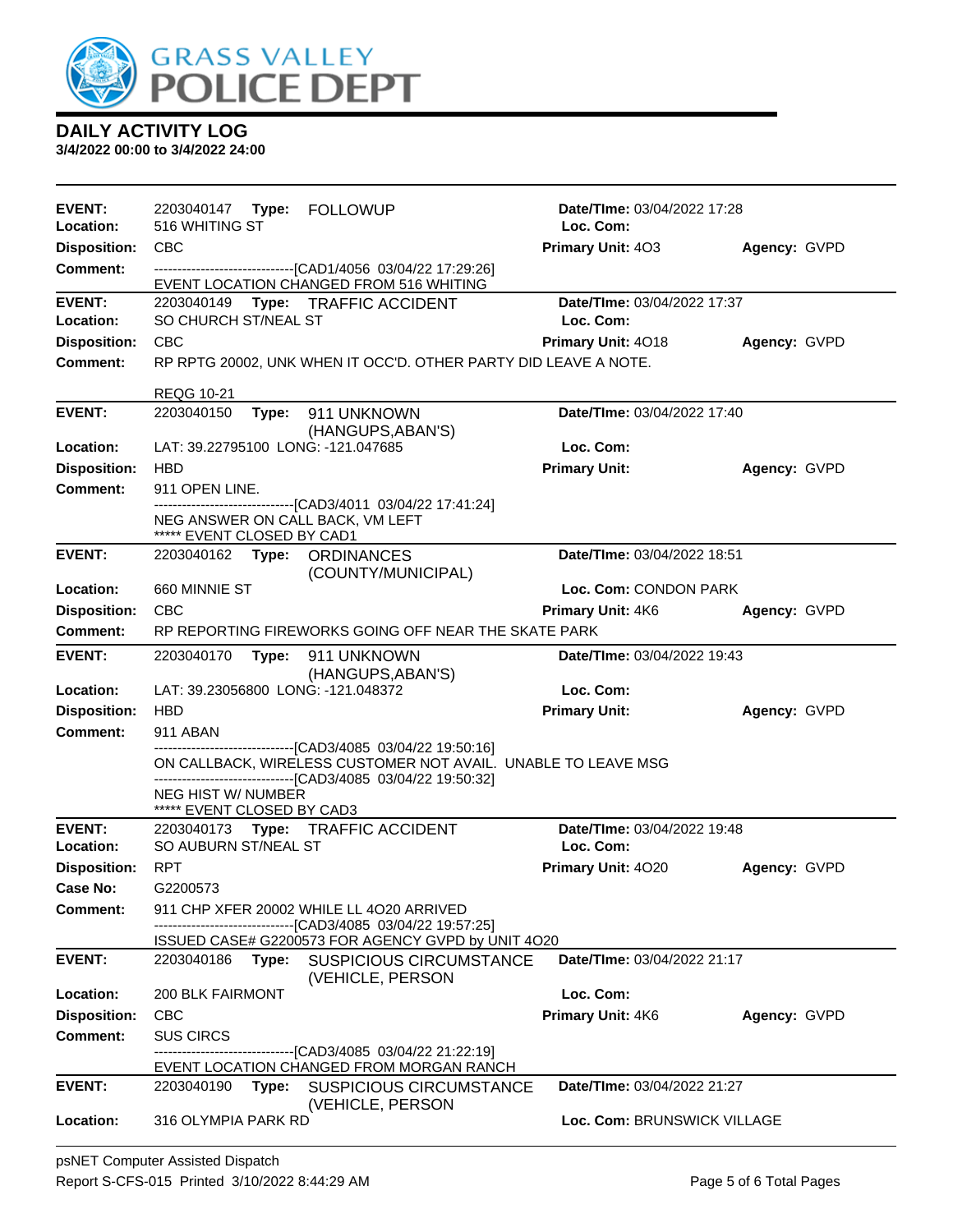# GRASS VALLEY POLICE DEPT

## DAILY ACTIVITY LOG

**3/4/2022 00:00 to 3/4/2022 24:00**

---

**EVENT:** 2203040147 **Type:** FOLLOWUP **Date/TIme:** 03/04/2022 17:28
**Location:** 516 WHITING ST **Loc. Com:**
**Disposition:** CBC **Primary Unit:** 4O3 **Agency:** GVPD
**Comment:** ------------------------------[CAD1/4056 03/04/22 17:29:26]
EVENT LOCATION CHANGED FROM 516 WHITING

---

**EVENT:** 2203040149 **Type:** TRAFFIC ACCIDENT **Date/TIme:** 03/04/2022 17:37
**Location:** SO CHURCH ST/NEAL ST **Loc. Com:**
**Disposition:** CBC **Primary Unit:** 4O18 **Agency:** GVPD
**Comment:** RP RPTG 20002, UNK WHEN IT OCC'D. OTHER PARTY DID LEAVE A NOTE.

REQG 10-21

---

**EVENT:** 2203040150 **Type:** 911 UNKNOWN (HANGUPS,ABAN'S) **Date/TIme:** 03/04/2022 17:40
**Location:** LAT: 39.22795100 LONG: -121.047685 **Loc. Com:**
**Disposition:** HBD **Primary Unit:** **Agency:** GVPD
**Comment:** 911 OPEN LINE.
------------------------------[CAD3/4011 03/04/22 17:41:24]
NEG ANSWER ON CALL BACK, VM LEFT
***** EVENT CLOSED BY CAD1

---

**EVENT:** 2203040162 **Type:** ORDINANCES (COUNTY/MUNICIPAL) **Date/TIme:** 03/04/2022 18:51
**Location:** 660 MINNIE ST **Loc. Com:** CONDON PARK
**Disposition:** CBC **Primary Unit:** 4K6 **Agency:** GVPD
**Comment:** RP REPORTING FIREWORKS GOING OFF NEAR THE SKATE PARK

---

**EVENT:** 2203040170 **Type:** 911 UNKNOWN (HANGUPS,ABAN'S) **Date/TIme:** 03/04/2022 19:43
**Location:** LAT: 39.23056800 LONG: -121.048372 **Loc. Com:**
**Disposition:** HBD **Primary Unit:** **Agency:** GVPD
**Comment:** 911 ABAN
------------------------------[CAD3/4085 03/04/22 19:50:16]
ON CALLBACK, WIRELESS CUSTOMER NOT AVAIL. UNABLE TO LEAVE MSG
------------------------------[CAD3/4085 03/04/22 19:50:32]
NEG HIST W/ NUMBER
***** EVENT CLOSED BY CAD3

---

**EVENT:** 2203040173 **Type:** TRAFFIC ACCIDENT **Date/TIme:** 03/04/2022 19:48
**Location:** SO AUBURN ST/NEAL ST **Loc. Com:**
**Disposition:** RPT **Primary Unit:** 4O20 **Agency:** GVPD
**Case No:** G2200573
**Comment:** 911 CHP XFER 20002 WHILE LL 4O20 ARRIVED
------------------------------[CAD3/4085 03/04/22 19:57:25]
ISSUED CASE# G2200573 FOR AGENCY GVPD by UNIT 4O20

---

**EVENT:** 2203040186 **Type:** SUSPICIOUS CIRCUMSTANCE (VEHICLE, PERSON **Date/TIme:** 03/04/2022 21:17
**Location:** 200 BLK FAIRMONT **Loc. Com:**
**Disposition:** CBC **Primary Unit:** 4K6 **Agency:** GVPD
**Comment:** SUS CIRCS
------------------------------[CAD3/4085 03/04/22 21:22:19]
EVENT LOCATION CHANGED FROM MORGAN RANCH

---

**EVENT:** 2203040190 **Type:** SUSPICIOUS CIRCUMSTANCE (VEHICLE, PERSON **Date/TIme:** 03/04/2022 21:27
**Location:** 316 OLYMPIA PARK RD **Loc. Com:** BRUNSWICK VILLAGE

---

psNET Computer Assisted Dispatch
Report S-CFS-015 Printed 3/10/2022 8:44:29 AM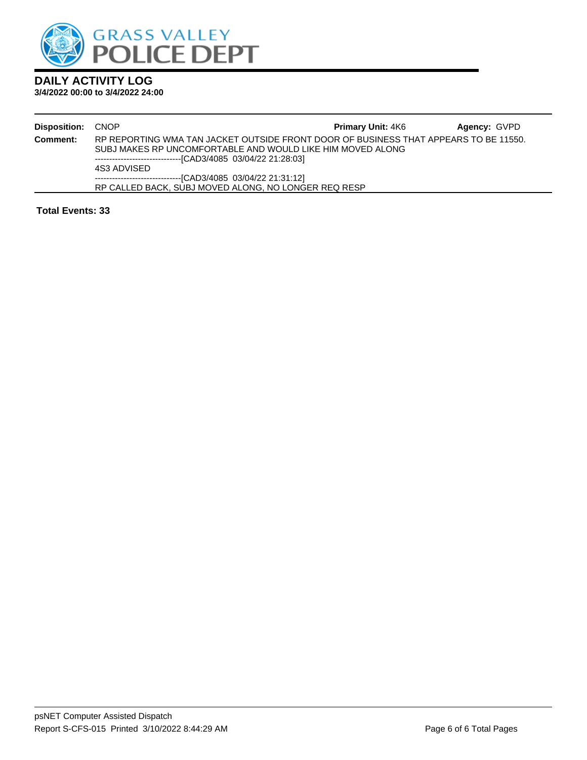**Disposition:** CNOP **Primary Unit:** 4K6 **Agency:** GVPD

**Comment:** RP REPORTING WMA TAN JACKET OUTSIDE FRONT DOOR OF BUSINESS THAT APPEARS TO BE 11550. SUBJ MAKES RP UNCOMFORTABLE AND WOULD LIKE HIM MOVED ALONG

------------------------------[CAD3/4085 03/04/22 21:28:03]

4S3 ADVISED

------------------------------[CAD3/4085 03/04/22 21:31:12]

RP CALLED BACK, SUBJ MOVED ALONG, NO LONGER REQ RESP

**Total Events: 33**